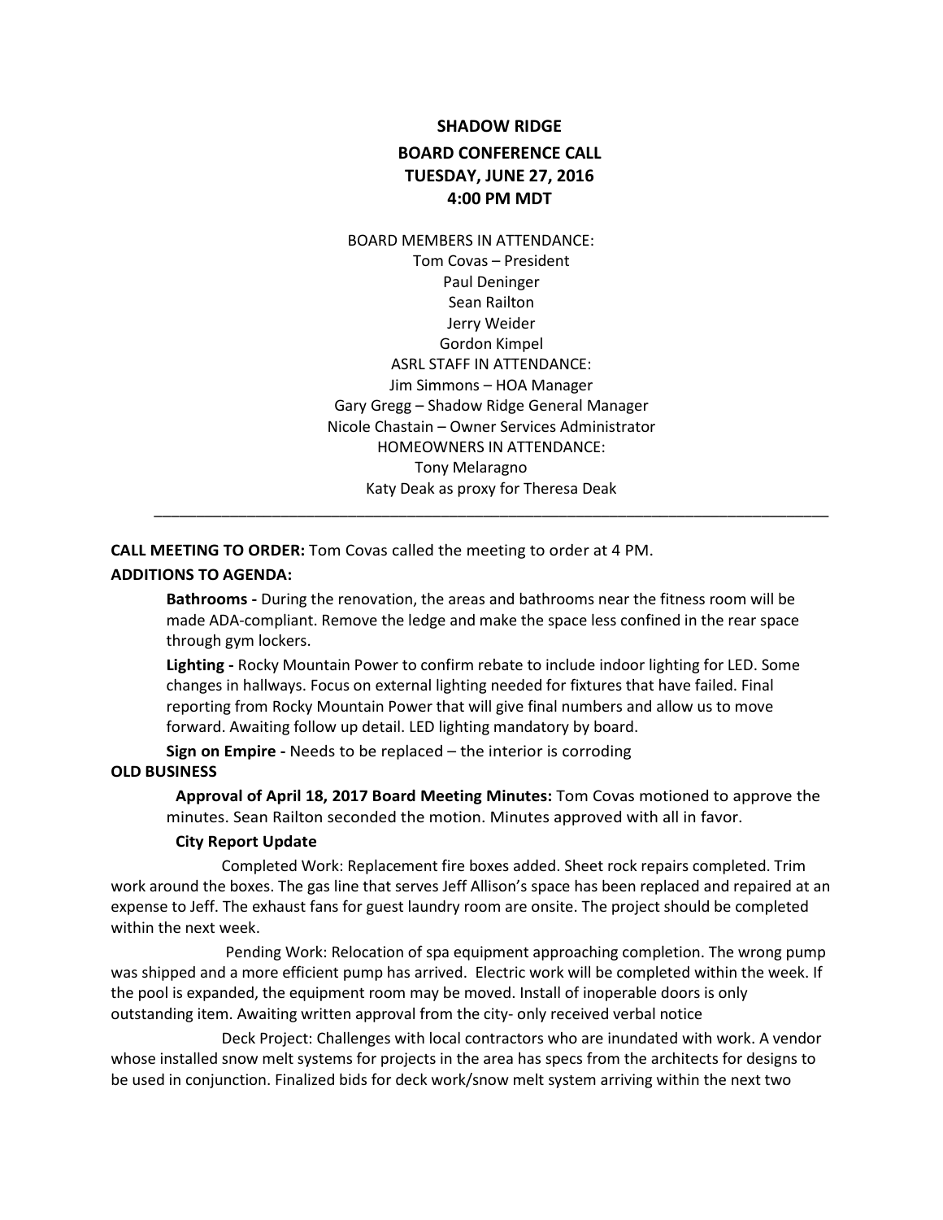# SHADOW RIDGE

## BOARD CONFERENCE CALL
## TUESDAY, JUNE 27, 2016
## 4:00 PM MDT

BOARD MEMBERS IN ATTENDANCE:
Tom Covas – President
Paul Deninger
Sean Railton
Jerry Weider
Gordon Kimpel

ASRL STAFF IN ATTENDANCE:
Jim Simmons – HOA Manager
Gary Gregg – Shadow Ridge General Manager
Nicole Chastain – Owner Services Administrator

HOMEOWNERS IN ATTENDANCE:
Tony Melaragno
Katy Deak as proxy for Theresa Deak

---

**CALL MEETING TO ORDER:** Tom Covas called the meeting to order at 4 PM.

**ADDITIONS TO AGENDA:**

**Bathrooms -** During the renovation, the areas and bathrooms near the fitness room will be made ADA-compliant. Remove the ledge and make the space less confined in the rear space through gym lockers.

**Lighting -** Rocky Mountain Power to confirm rebate to include indoor lighting for LED. Some changes in hallways. Focus on external lighting needed for fixtures that have failed. Final reporting from Rocky Mountain Power that will give final numbers and allow us to move forward. Awaiting follow up detail. LED lighting mandatory by board.

**Sign on Empire -** Needs to be replaced – the interior is corroding

**OLD BUSINESS**

**Approval of April 18, 2017 Board Meeting Minutes:** Tom Covas motioned to approve the minutes. Sean Railton seconded the motion. Minutes approved with all in favor.

**City Report Update**

Completed Work: Replacement fire boxes added. Sheet rock repairs completed. Trim work around the boxes. The gas line that serves Jeff Allison's space has been replaced and repaired at an expense to Jeff. The exhaust fans for guest laundry room are onsite. The project should be completed within the next week.

Pending Work: Relocation of spa equipment approaching completion. The wrong pump was shipped and a more efficient pump has arrived. Electric work will be completed within the week. If the pool is expanded, the equipment room may be moved. Install of inoperable doors is only outstanding item. Awaiting written approval from the city- only received verbal notice

Deck Project: Challenges with local contractors who are inundated with work. A vendor whose installed snow melt systems for projects in the area has specs from the architects for designs to be used in conjunction. Finalized bids for deck work/snow melt system arriving within the next two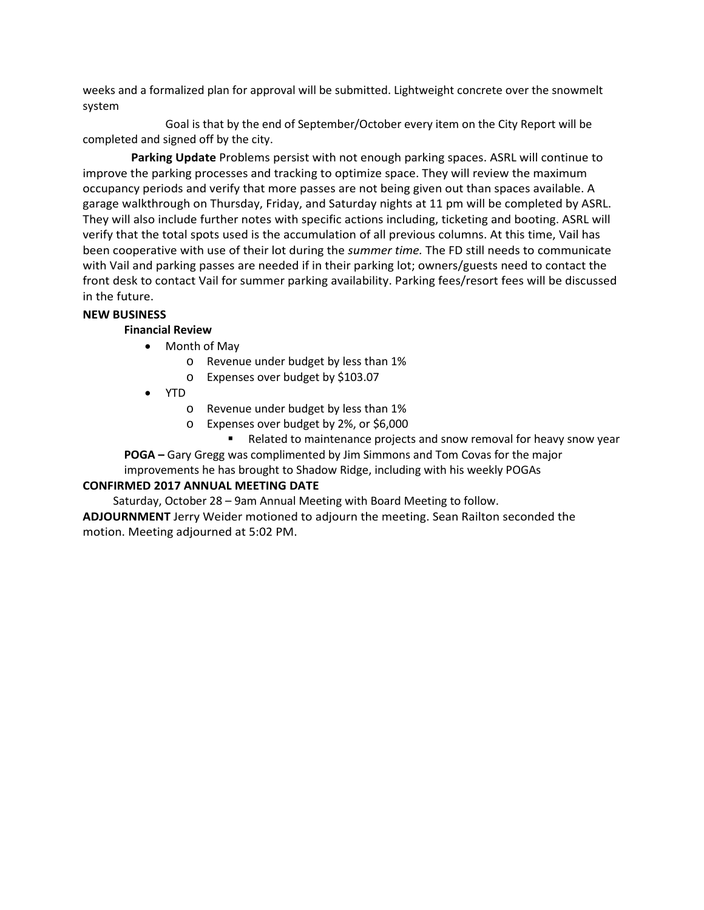weeks and a formalized plan for approval will be submitted. Lightweight concrete over the snowmelt system

Goal is that by the end of September/October every item on the City Report will be completed and signed off by the city.

**Parking Update** Problems persist with not enough parking spaces. ASRL will continue to improve the parking processes and tracking to optimize space. They will review the maximum occupancy periods and verify that more passes are not being given out than spaces available. A garage walkthrough on Thursday, Friday, and Saturday nights at 11 pm will be completed by ASRL. They will also include further notes with specific actions including, ticketing and booting. ASRL will verify that the total spots used is the accumulation of all previous columns. At this time, Vail has been cooperative with use of their lot during the *summer time.* The FD still needs to communicate with Vail and parking passes are needed if in their parking lot; owners/guests need to contact the front desk to contact Vail for summer parking availability. Parking fees/resort fees will be discussed in the future.

**NEW BUSINESS**

**Financial Review**

- Month of May
  - Revenue under budget by less than 1%
  - Expenses over budget by $103.07
- YTD
  - Revenue under budget by less than 1%
  - Expenses over budget by 2%, or $6,000
    - Related to maintenance projects and snow removal for heavy snow year

**POGA –** Gary Gregg was complimented by Jim Simmons and Tom Covas for the major improvements he has brought to Shadow Ridge, including with his weekly POGAs

**CONFIRMED 2017 ANNUAL MEETING DATE**

Saturday, October 28 – 9am Annual Meeting with Board Meeting to follow.

**ADJOURNMENT** Jerry Weider motioned to adjourn the meeting. Sean Railton seconded the motion. Meeting adjourned at 5:02 PM.